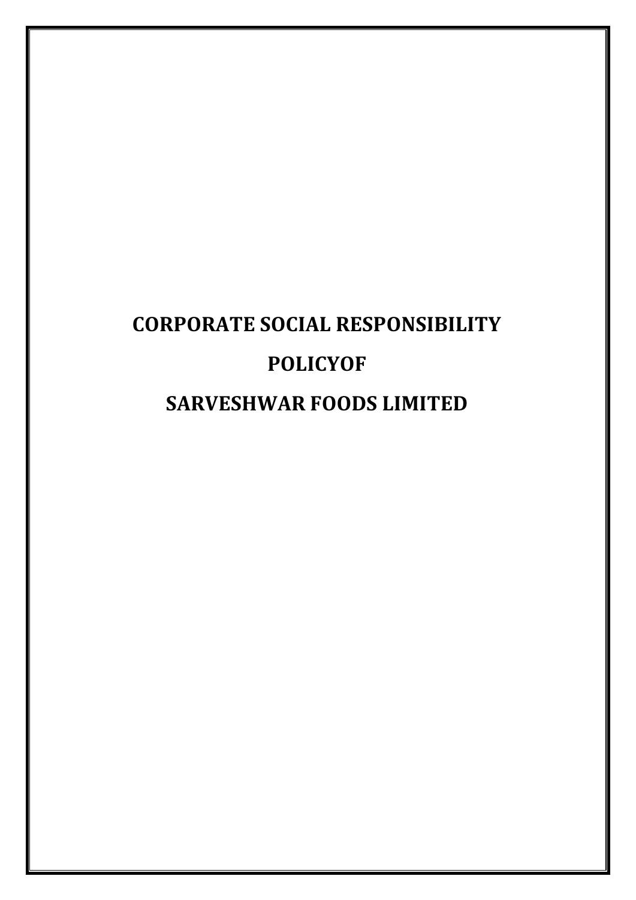# CORPORATE SOCIAL RESPONSIBILITY

# POLICYOF

# SARVESHWAR FOODS LIMITED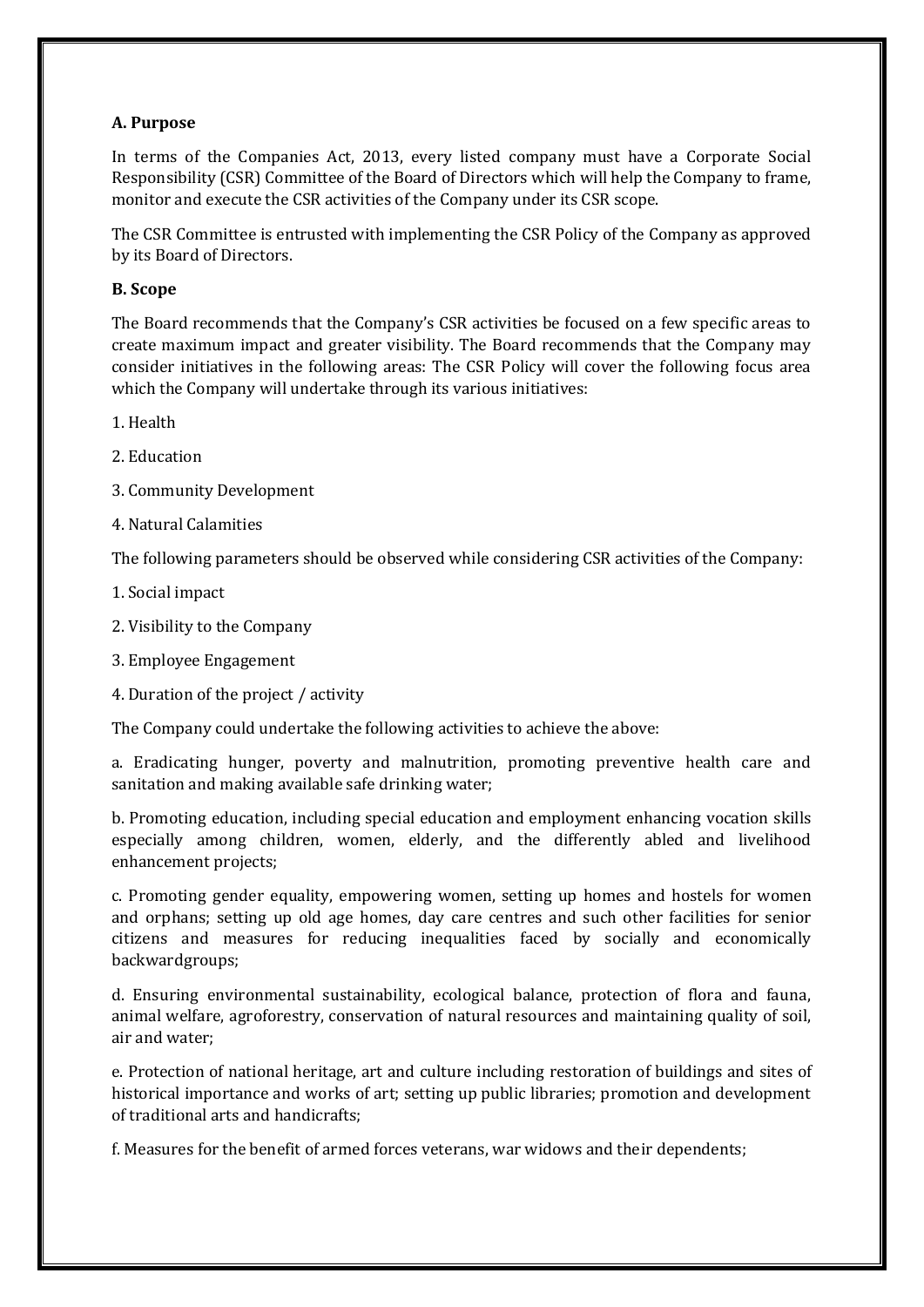**A. Purpose**

In terms of the Companies Act, 2013, every listed company must have a Corporate Social Responsibility (CSR) Committee of the Board of Directors which will help the Company to frame, monitor and execute the CSR activities of the Company under its CSR scope.

The CSR Committee is entrusted with implementing the CSR Policy of the Company as approved by its Board of Directors.

**B. Scope**

The Board recommends that the Company's CSR activities be focused on a few specific areas to create maximum impact and greater visibility. The Board recommends that the Company may consider initiatives in the following areas: The CSR Policy will cover the following focus area which the Company will undertake through its various initiatives:

1. Health

2. Education

3. Community Development

4. Natural Calamities

The following parameters should be observed while considering CSR activities of the Company:

1. Social impact

2. Visibility to the Company

3. Employee Engagement

4. Duration of the project / activity

The Company could undertake the following activities to achieve the above:

a. Eradicating hunger, poverty and malnutrition, promoting preventive health care and sanitation and making available safe drinking water;

b. Promoting education, including special education and employment enhancing vocation skills especially among children, women, elderly, and the differently abled and livelihood enhancement projects;

c. Promoting gender equality, empowering women, setting up homes and hostels for women and orphans; setting up old age homes, day care centres and such other facilities for senior citizens and measures for reducing inequalities faced by socially and economically backwardgroups;

d. Ensuring environmental sustainability, ecological balance, protection of flora and fauna, animal welfare, agroforestry, conservation of natural resources and maintaining quality of soil, air and water;

e. Protection of national heritage, art and culture including restoration of buildings and sites of historical importance and works of art; setting up public libraries; promotion and development of traditional arts and handicrafts;

f. Measures for the benefit of armed forces veterans, war widows and their dependents;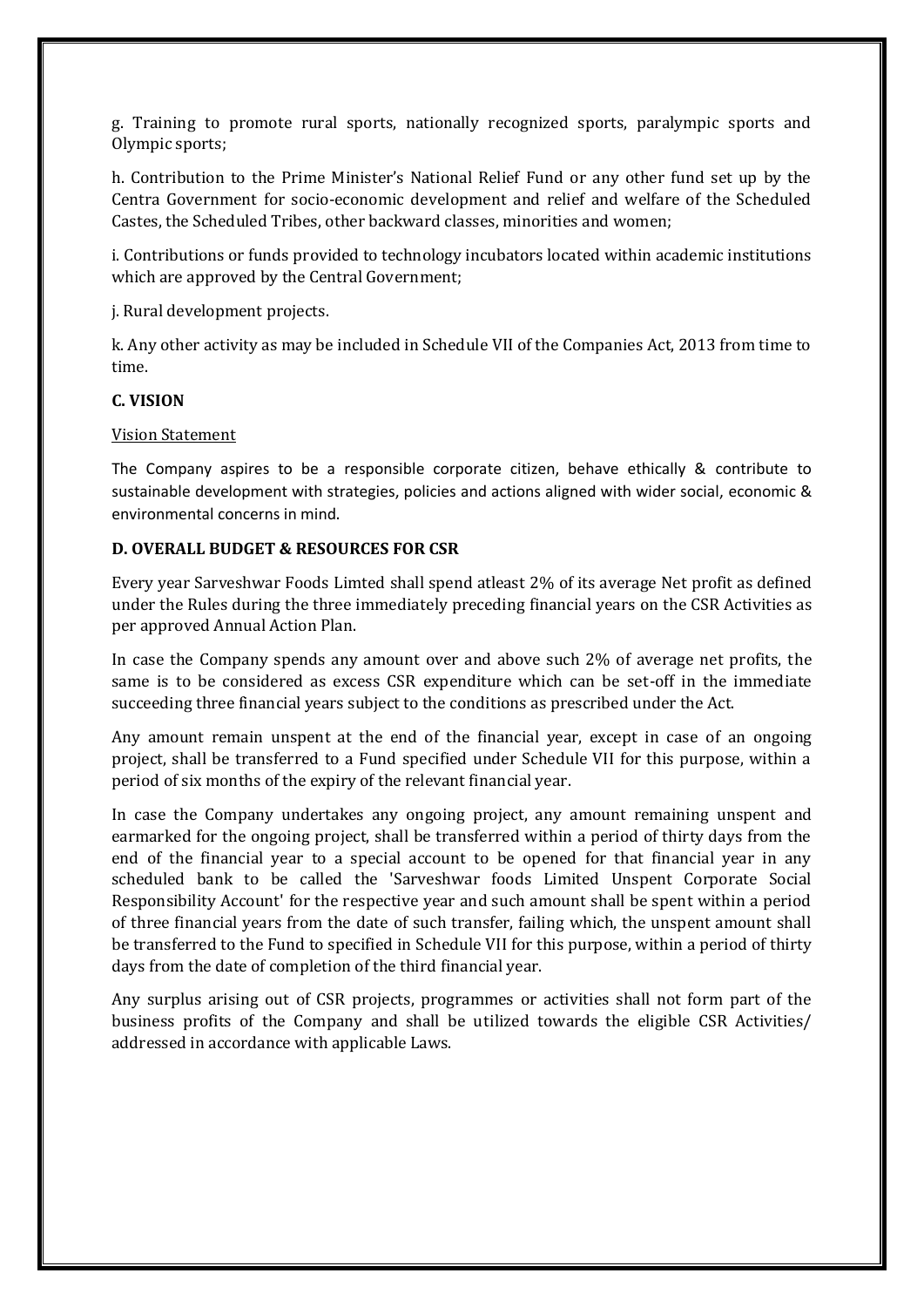g. Training to promote rural sports, nationally recognized sports, paralympic sports and Olympic sports;

h. Contribution to the Prime Minister's National Relief Fund or any other fund set up by the Centra Government for socio-economic development and relief and welfare of the Scheduled Castes, the Scheduled Tribes, other backward classes, minorities and women;

i. Contributions or funds provided to technology incubators located within academic institutions which are approved by the Central Government;

j. Rural development projects.

k. Any other activity as may be included in Schedule VII of the Companies Act, 2013 from time to time.

**C. VISION**

Vision Statement

The Company aspires to be a responsible corporate citizen, behave ethically & contribute to sustainable development with strategies, policies and actions aligned with wider social, economic & environmental concerns in mind.

**D. OVERALL BUDGET & RESOURCES FOR CSR**

Every year Sarveshwar Foods Limted shall spend atleast 2% of its average Net profit as defined under the Rules during the three immediately preceding financial years on the CSR Activities as per approved Annual Action Plan.

In case the Company spends any amount over and above such 2% of average net profits, the same is to be considered as excess CSR expenditure which can be set-off in the immediate succeeding three financial years subject to the conditions as prescribed under the Act.

Any amount remain unspent at the end of the financial year, except in case of an ongoing project, shall be transferred to a Fund specified under Schedule VII for this purpose, within a period of six months of the expiry of the relevant financial year.

In case the Company undertakes any ongoing project, any amount remaining unspent and earmarked for the ongoing project, shall be transferred within a period of thirty days from the end of the financial year to a special account to be opened for that financial year in any scheduled bank to be called the 'Sarveshwar foods Limited Unspent Corporate Social Responsibility Account' for the respective year and such amount shall be spent within a period of three financial years from the date of such transfer, failing which, the unspent amount shall be transferred to the Fund to specified in Schedule VII for this purpose, within a period of thirty days from the date of completion of the third financial year.

Any surplus arising out of CSR projects, programmes or activities shall not form part of the business profits of the Company and shall be utilized towards the eligible CSR Activities/ addressed in accordance with applicable Laws.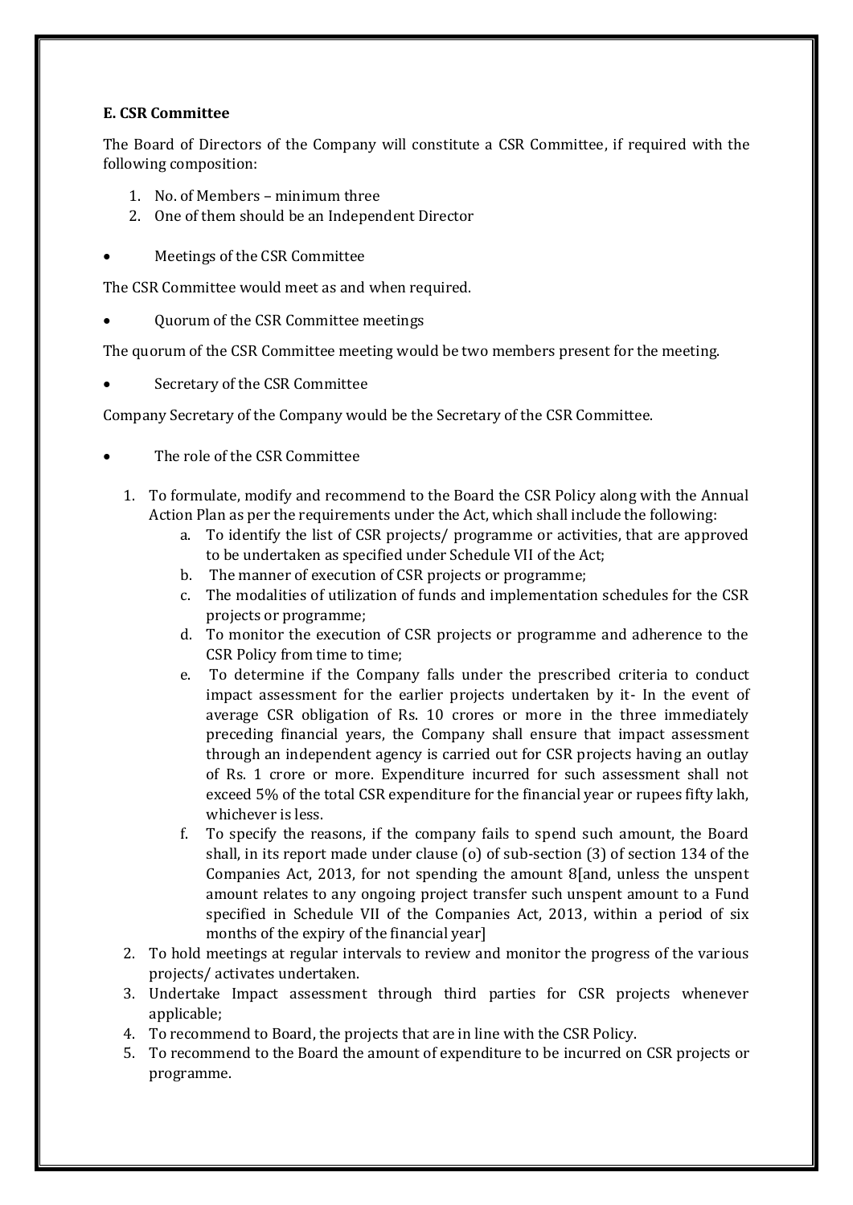**E. CSR Committee**

The Board of Directors of the Company will constitute a CSR Committee, if required with the following composition:

1. No. of Members – minimum three
2. One of them should be an Independent Director

- Meetings of the CSR Committee

The CSR Committee would meet as and when required.

- Quorum of the CSR Committee meetings

The quorum of the CSR Committee meeting would be two members present for the meeting.

- Secretary of the CSR Committee

Company Secretary of the Company would be the Secretary of the CSR Committee.

- The role of the CSR Committee

1. To formulate, modify and recommend to the Board the CSR Policy along with the Annual Action Plan as per the requirements under the Act, which shall include the following:
    a. To identify the list of CSR projects/ programme or activities, that are approved to be undertaken as specified under Schedule VII of the Act;
    b. The manner of execution of CSR projects or programme;
    c. The modalities of utilization of funds and implementation schedules for the CSR projects or programme;
    d. To monitor the execution of CSR projects or programme and adherence to the CSR Policy from time to time;
    e. To determine if the Company falls under the prescribed criteria to conduct impact assessment for the earlier projects undertaken by it- In the event of average CSR obligation of Rs. 10 crores or more in the three immediately preceding financial years, the Company shall ensure that impact assessment through an independent agency is carried out for CSR projects having an outlay of Rs. 1 crore or more. Expenditure incurred for such assessment shall not exceed 5% of the total CSR expenditure for the financial year or rupees fifty lakh, whichever is less.
    f. To specify the reasons, if the company fails to spend such amount, the Board shall, in its report made under clause (o) of sub-section (3) of section 134 of the Companies Act, 2013, for not spending the amount 8[and, unless the unspent amount relates to any ongoing project transfer such unspent amount to a Fund specified in Schedule VII of the Companies Act, 2013, within a period of six months of the expiry of the financial year]
2. To hold meetings at regular intervals to review and monitor the progress of the various projects/ activates undertaken.
3. Undertake Impact assessment through third parties for CSR projects whenever applicable;
4. To recommend to Board, the projects that are in line with the CSR Policy.
5. To recommend to the Board the amount of expenditure to be incurred on CSR projects or programme.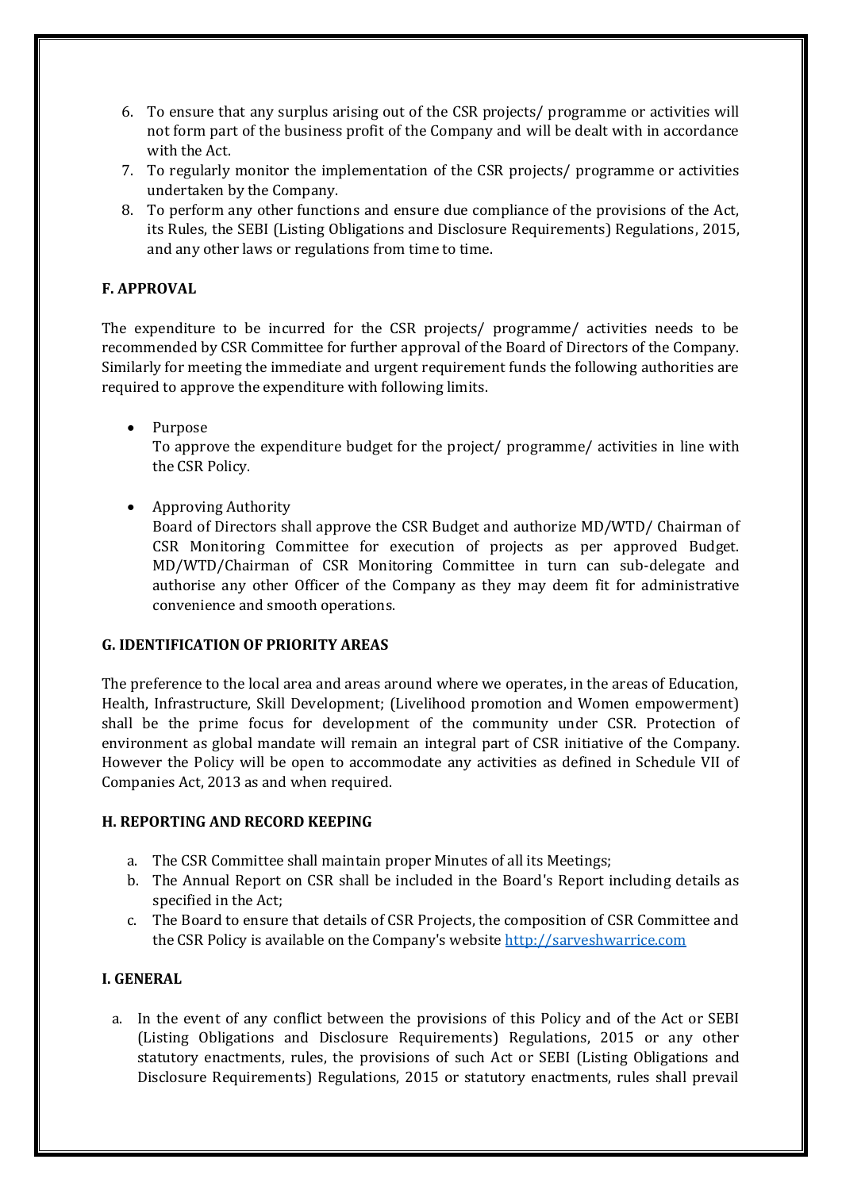6. To ensure that any surplus arising out of the CSR projects/ programme or activities will not form part of the business profit of the Company and will be dealt with in accordance with the Act.
7. To regularly monitor the implementation of the CSR projects/ programme or activities undertaken by the Company.
8. To perform any other functions and ensure due compliance of the provisions of the Act, its Rules, the SEBI (Listing Obligations and Disclosure Requirements) Regulations, 2015, and any other laws or regulations from time to time.

**F. APPROVAL**

The expenditure to be incurred for the CSR projects/ programme/ activities needs to be recommended by CSR Committee for further approval of the Board of Directors of the Company. Similarly for meeting the immediate and urgent requirement funds the following authorities are required to approve the expenditure with following limits.

- Purpose
  To approve the expenditure budget for the project/ programme/ activities in line with the CSR Policy.

- Approving Authority
  Board of Directors shall approve the CSR Budget and authorize MD/WTD/ Chairman of CSR Monitoring Committee for execution of projects as per approved Budget. MD/WTD/Chairman of CSR Monitoring Committee in turn can sub-delegate and authorise any other Officer of the Company as they may deem fit for administrative convenience and smooth operations.

**G. IDENTIFICATION OF PRIORITY AREAS**

The preference to the local area and areas around where we operates, in the areas of Education, Health, Infrastructure, Skill Development; (Livelihood promotion and Women empowerment) shall be the prime focus for development of the community under CSR. Protection of environment as global mandate will remain an integral part of CSR initiative of the Company. However the Policy will be open to accommodate any activities as defined in Schedule VII of Companies Act, 2013 as and when required.

**H. REPORTING AND RECORD KEEPING**

a. The CSR Committee shall maintain proper Minutes of all its Meetings;
b. The Annual Report on CSR shall be included in the Board's Report including details as specified in the Act;
c. The Board to ensure that details of CSR Projects, the composition of CSR Committee and the CSR Policy is available on the Company's website [http://sarveshwarrice.com](http://sarveshwarrice.com)

**I. GENERAL**

a. In the event of any conflict between the provisions of this Policy and of the Act or SEBI (Listing Obligations and Disclosure Requirements) Regulations, 2015 or any other statutory enactments, rules, the provisions of such Act or SEBI (Listing Obligations and Disclosure Requirements) Regulations, 2015 or statutory enactments, rules shall prevail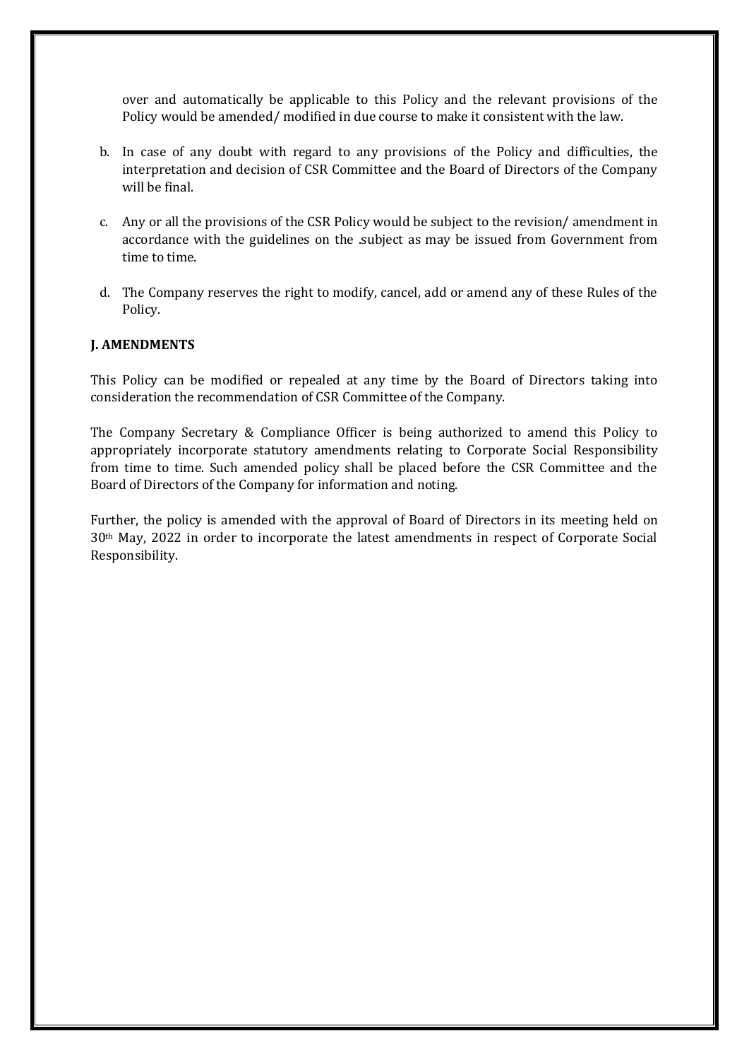over and automatically be applicable to this Policy and the relevant provisions of the Policy would be amended/ modified in due course to make it consistent with the law.

b. In case of any doubt with regard to any provisions of the Policy and difficulties, the interpretation and decision of CSR Committee and the Board of Directors of the Company will be final.

c. Any or all the provisions of the CSR Policy would be subject to the revision/ amendment in accordance with the guidelines on the .subject as may be issued from Government from time to time.

d. The Company reserves the right to modify, cancel, add or amend any of these Rules of the Policy.

**J. AMENDMENTS**

This Policy can be modified or repealed at any time by the Board of Directors taking into consideration the recommendation of CSR Committee of the Company.

The Company Secretary & Compliance Officer is being authorized to amend this Policy to appropriately incorporate statutory amendments relating to Corporate Social Responsibility from time to time. Such amended policy shall be placed before the CSR Committee and the Board of Directors of the Company for information and noting.

Further, the policy is amended with the approval of Board of Directors in its meeting held on 30th May, 2022 in order to incorporate the latest amendments in respect of Corporate Social Responsibility.